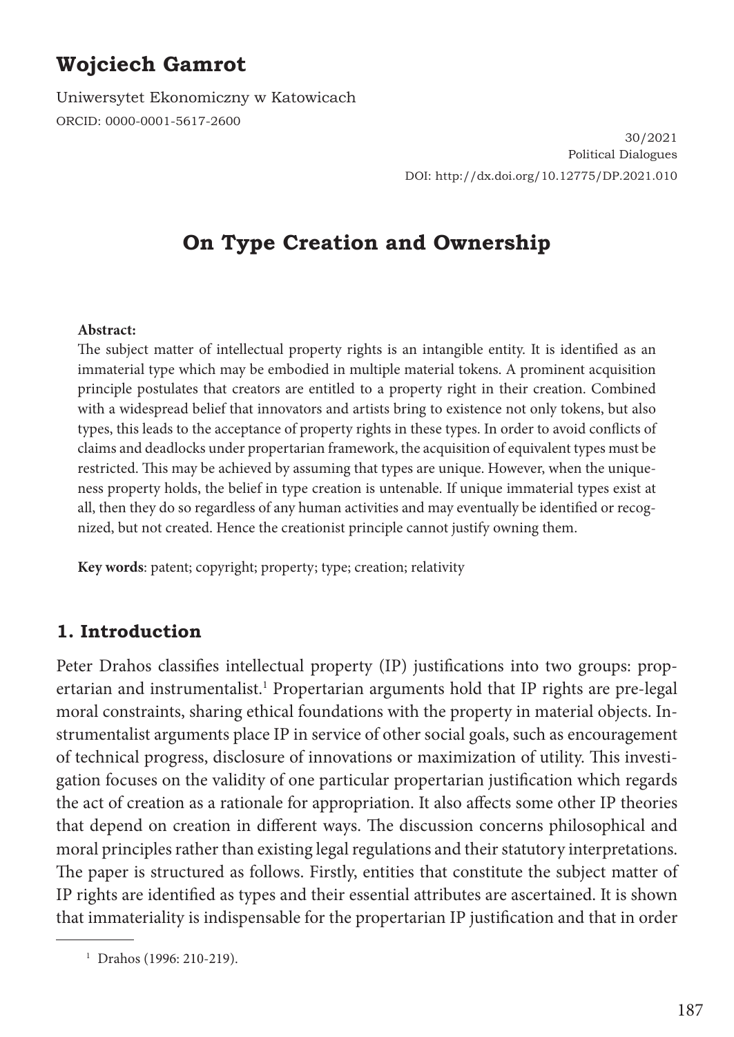# Wojciech Gamrot

Uniwersytet Ekonomiczny w Katowicach
ORCID: 0000-0001-5617-2600

30/2021
Political Dialogues
DOI: http://dx.doi.org/10.12775/DP.2021.010

## On Type Creation and Ownership

**Abstract:**
The subject matter of intellectual property rights is an intangible entity. It is identified as an immaterial type which may be embodied in multiple material tokens. A prominent acquisition principle postulates that creators are entitled to a property right in their creation. Combined with a widespread belief that innovators and artists bring to existence not only tokens, but also types, this leads to the acceptance of property rights in these types. In order to avoid conflicts of claims and deadlocks under propertarian framework, the acquisition of equivalent types must be restricted. This may be achieved by assuming that types are unique. However, when the uniqueness property holds, the belief in type creation is untenable. If unique immaterial types exist at all, then they do so regardless of any human activities and may eventually be identified or recognized, but not created. Hence the creationist principle cannot justify owning them.

**Key words**: patent; copyright; property; type; creation; relativity

### 1. Introduction

Peter Drahos classifies intellectual property (IP) justifications into two groups: propertarian and instrumentalist.[1] Propertarian arguments hold that IP rights are pre-legal moral constraints, sharing ethical foundations with the property in material objects. Instrumentalist arguments place IP in service of other social goals, such as encouragement of technical progress, disclosure of innovations or maximization of utility. This investigation focuses on the validity of one particular propertarian justification which regards the act of creation as a rationale for appropriation. It also affects some other IP theories that depend on creation in different ways. The discussion concerns philosophical and moral principles rather than existing legal regulations and their statutory interpretations. The paper is structured as follows. Firstly, entities that constitute the subject matter of IP rights are identified as types and their essential attributes are ascertained. It is shown that immateriality is indispensable for the propertarian IP justification and that in order

[1] Drahos (1996: 210-219).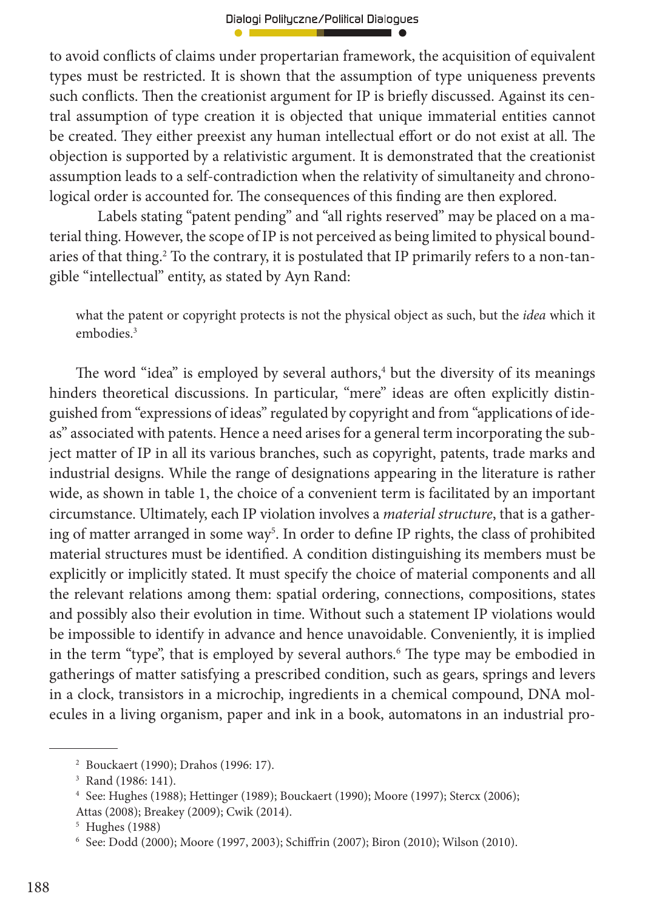to avoid conflicts of claims under propertarian framework, the acquisition of equivalent types must be restricted. It is shown that the assumption of type uniqueness prevents such conflicts. Then the creationist argument for IP is briefly discussed. Against its central assumption of type creation it is objected that unique immaterial entities cannot be created. They either preexist any human intellectual effort or do not exist at all. The objection is supported by a relativistic argument. It is demonstrated that the creationist assumption leads to a self-contradiction when the relativity of simultaneity and chronological order is accounted for. The consequences of this finding are then explored.

Labels stating "patent pending" and "all rights reserved" may be placed on a material thing. However, the scope of IP is not perceived as being limited to physical boundaries of that thing.[2] To the contrary, it is postulated that IP primarily refers to a non-tangible "intellectual" entity, as stated by Ayn Rand:

> what the patent or copyright protects is not the physical object as such, but the *idea* which it embodies.[3]

The word "idea" is employed by several authors,[4] but the diversity of its meanings hinders theoretical discussions. In particular, "mere" ideas are often explicitly distinguished from "expressions of ideas" regulated by copyright and from "applications of ideas" associated with patents. Hence a need arises for a general term incorporating the subject matter of IP in all its various branches, such as copyright, patents, trade marks and industrial designs. While the range of designations appearing in the literature is rather wide, as shown in table 1, the choice of a convenient term is facilitated by an important circumstance. Ultimately, each IP violation involves a *material structure*, that is a gathering of matter arranged in some way[5]. In order to define IP rights, the class of prohibited material structures must be identified. A condition distinguishing its members must be explicitly or implicitly stated. It must specify the choice of material components and all the relevant relations among them: spatial ordering, connections, compositions, states and possibly also their evolution in time. Without such a statement IP violations would be impossible to identify in advance and hence unavoidable. Conveniently, it is implied in the term "type", that is employed by several authors.[6] The type may be embodied in gatherings of matter satisfying a prescribed condition, such as gears, springs and levers in a clock, transistors in a microchip, ingredients in a chemical compound, DNA molecules in a living organism, paper and ink in a book, automatons in an industrial pro-

---

[2] Bouckaert (1990); Drahos (1996: 17).

[3] Rand (1986: 141).

[4] See: Hughes (1988); Hettinger (1989); Bouckaert (1990); Moore (1997); Stercx (2006); Attas (2008); Breakey (2009); Cwik (2014).

[5] Hughes (1988)

[6] See: Dodd (2000); Moore (1997, 2003); Schiffrin (2007); Biron (2010); Wilson (2010).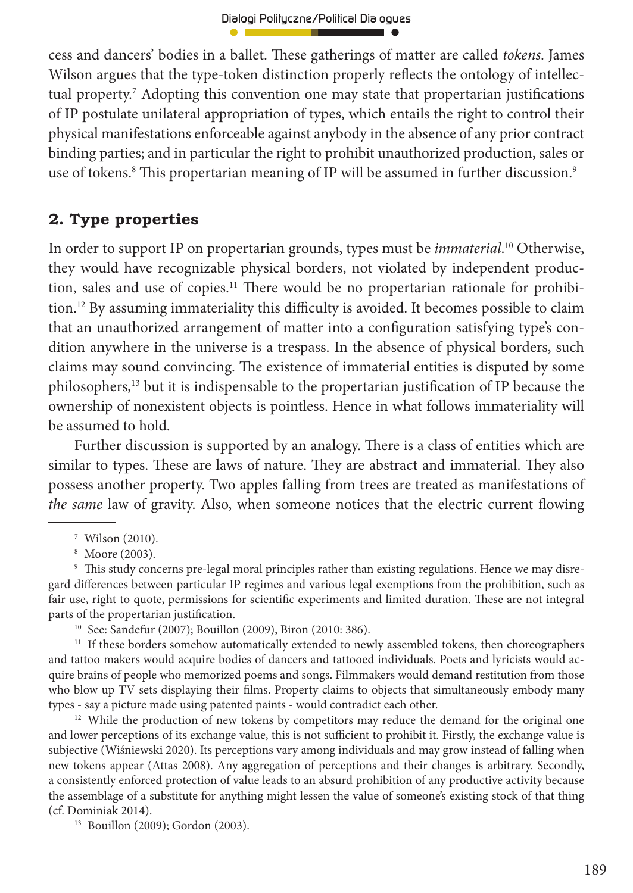cess and dancers' bodies in a ballet. These gatherings of matter are called *tokens*. James Wilson argues that the type-token distinction properly reflects the ontology of intellectual property.[7] Adopting this convention one may state that propertarian justifications of IP postulate unilateral appropriation of types, which entails the right to control their physical manifestations enforceable against anybody in the absence of any prior contract binding parties; and in particular the right to prohibit unauthorized production, sales or use of tokens.[8] This propertarian meaning of IP will be assumed in further discussion.[9]

## 2. Type properties

In order to support IP on propertarian grounds, types must be *immaterial*.[10] Otherwise, they would have recognizable physical borders, not violated by independent production, sales and use of copies.[11] There would be no propertarian rationale for prohibition.[12] By assuming immateriality this difficulty is avoided. It becomes possible to claim that an unauthorized arrangement of matter into a configuration satisfying type's condition anywhere in the universe is a trespass. In the absence of physical borders, such claims may sound convincing. The existence of immaterial entities is disputed by some philosophers,[13] but it is indispensable to the propertarian justification of IP because the ownership of nonexistent objects is pointless. Hence in what follows immateriality will be assumed to hold.

Further discussion is supported by an analogy. There is a class of entities which are similar to types. These are laws of nature. They are abstract and immaterial. They also possess another property. Two apples falling from trees are treated as manifestations of *the same* law of gravity. Also, when someone notices that the electric current flowing

---

[7] Wilson (2010).

[8] Moore (2003).

[9] This study concerns pre-legal moral principles rather than existing regulations. Hence we may disregard differences between particular IP regimes and various legal exemptions from the prohibition, such as fair use, right to quote, permissions for scientific experiments and limited duration. These are not integral parts of the propertarian justification.

[10] See: Sandefur (2007); Bouillon (2009), Biron (2010: 386).

[11] If these borders somehow automatically extended to newly assembled tokens, then choreographers and tattoo makers would acquire bodies of dancers and tattooed individuals. Poets and lyricists would acquire brains of people who memorized poems and songs. Filmmakers would demand restitution from those who blow up TV sets displaying their films. Property claims to objects that simultaneously embody many types - say a picture made using patented paints - would contradict each other.

[12] While the production of new tokens by competitors may reduce the demand for the original one and lower perceptions of its exchange value, this is not sufficient to prohibit it. Firstly, the exchange value is subjective (Wiśniewski 2020). Its perceptions vary among individuals and may grow instead of falling when new tokens appear (Attas 2008). Any aggregation of perceptions and their changes is arbitrary. Secondly, a consistently enforced protection of value leads to an absurd prohibition of any productive activity because the assemblage of a substitute for anything might lessen the value of someone's existing stock of that thing (cf. Dominiak 2014).

[13] Bouillon (2009); Gordon (2003).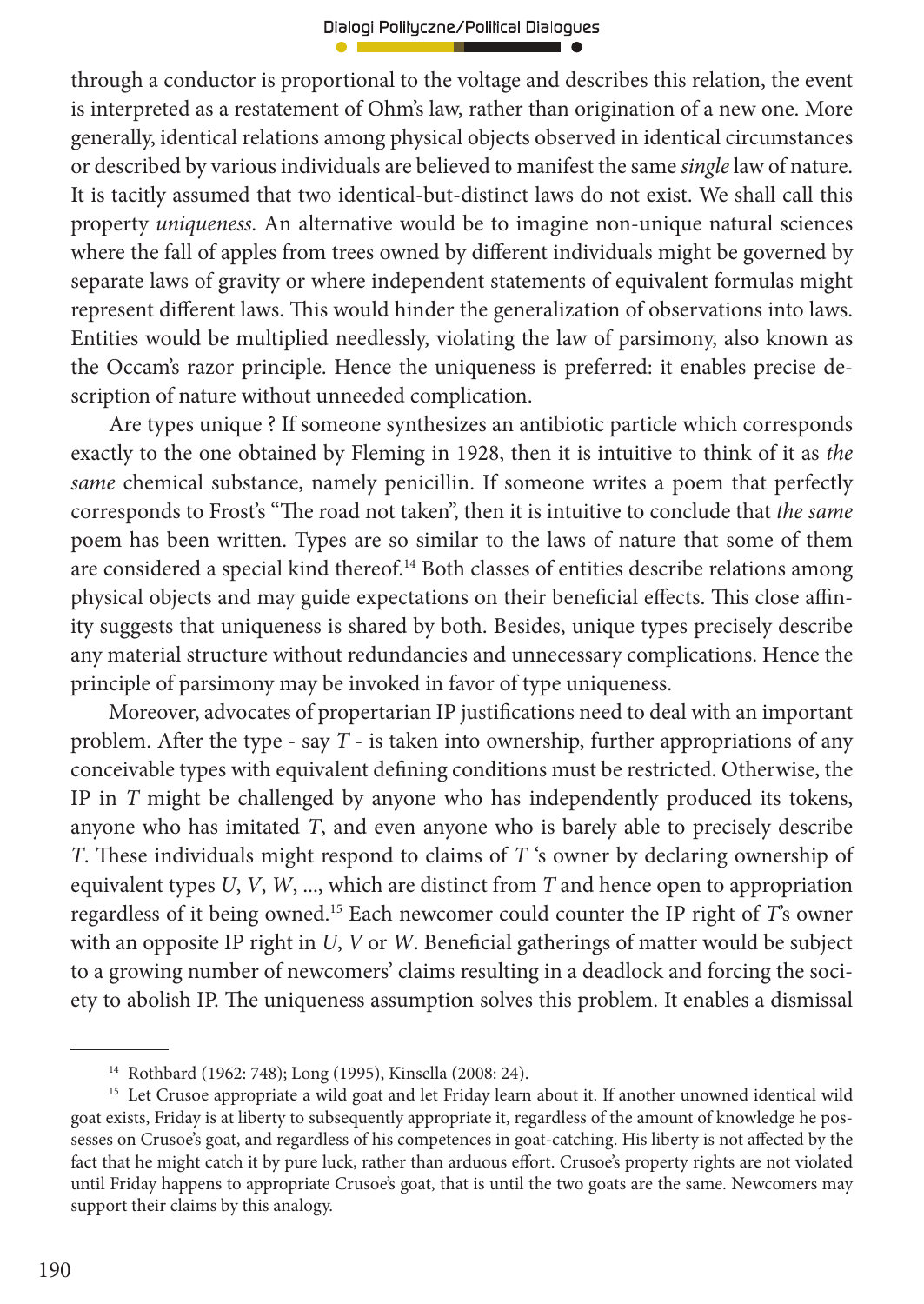through a conductor is proportional to the voltage and describes this relation, the event is interpreted as a restatement of Ohm's law, rather than origination of a new one. More generally, identical relations among physical objects observed in identical circumstances or described by various individuals are believed to manifest the same *single* law of nature. It is tacitly assumed that two identical-but-distinct laws do not exist. We shall call this property *uniqueness*. An alternative would be to imagine non-unique natural sciences where the fall of apples from trees owned by different individuals might be governed by separate laws of gravity or where independent statements of equivalent formulas might represent different laws. This would hinder the generalization of observations into laws. Entities would be multiplied needlessly, violating the law of parsimony, also known as the Occam's razor principle. Hence the uniqueness is preferred: it enables precise description of nature without unneeded complication.

Are types unique ? If someone synthesizes an antibiotic particle which corresponds exactly to the one obtained by Fleming in 1928, then it is intuitive to think of it as *the same* chemical substance, namely penicillin. If someone writes a poem that perfectly corresponds to Frost's "The road not taken", then it is intuitive to conclude that *the same* poem has been written. Types are so similar to the laws of nature that some of them are considered a special kind thereof.[14] Both classes of entities describe relations among physical objects and may guide expectations on their beneficial effects. This close affinity suggests that uniqueness is shared by both. Besides, unique types precisely describe any material structure without redundancies and unnecessary complications. Hence the principle of parsimony may be invoked in favor of type uniqueness.

Moreover, advocates of propertarian IP justifications need to deal with an important problem. After the type - say *T* - is taken into ownership, further appropriations of any conceivable types with equivalent defining conditions must be restricted. Otherwise, the IP in *T* might be challenged by anyone who has independently produced its tokens, anyone who has imitated *T*, and even anyone who is barely able to precisely describe *T*. These individuals might respond to claims of *T* 's owner by declaring ownership of equivalent types *U*, *V*, *W*, ..., which are distinct from *T* and hence open to appropriation regardless of it being owned.[15] Each newcomer could counter the IP right of *T*'s owner with an opposite IP right in *U*, *V* or *W*. Beneficial gatherings of matter would be subject to a growing number of newcomers' claims resulting in a deadlock and forcing the society to abolish IP. The uniqueness assumption solves this problem. It enables a dismissal

---

[14] Rothbard (1962: 748); Long (1995), Kinsella (2008: 24).

[15] Let Crusoe appropriate a wild goat and let Friday learn about it. If another unowned identical wild goat exists, Friday is at liberty to subsequently appropriate it, regardless of the amount of knowledge he possesses on Crusoe's goat, and regardless of his competences in goat-catching. His liberty is not affected by the fact that he might catch it by pure luck, rather than arduous effort. Crusoe's property rights are not violated until Friday happens to appropriate Crusoe's goat, that is until the two goats are the same. Newcomers may support their claims by this analogy.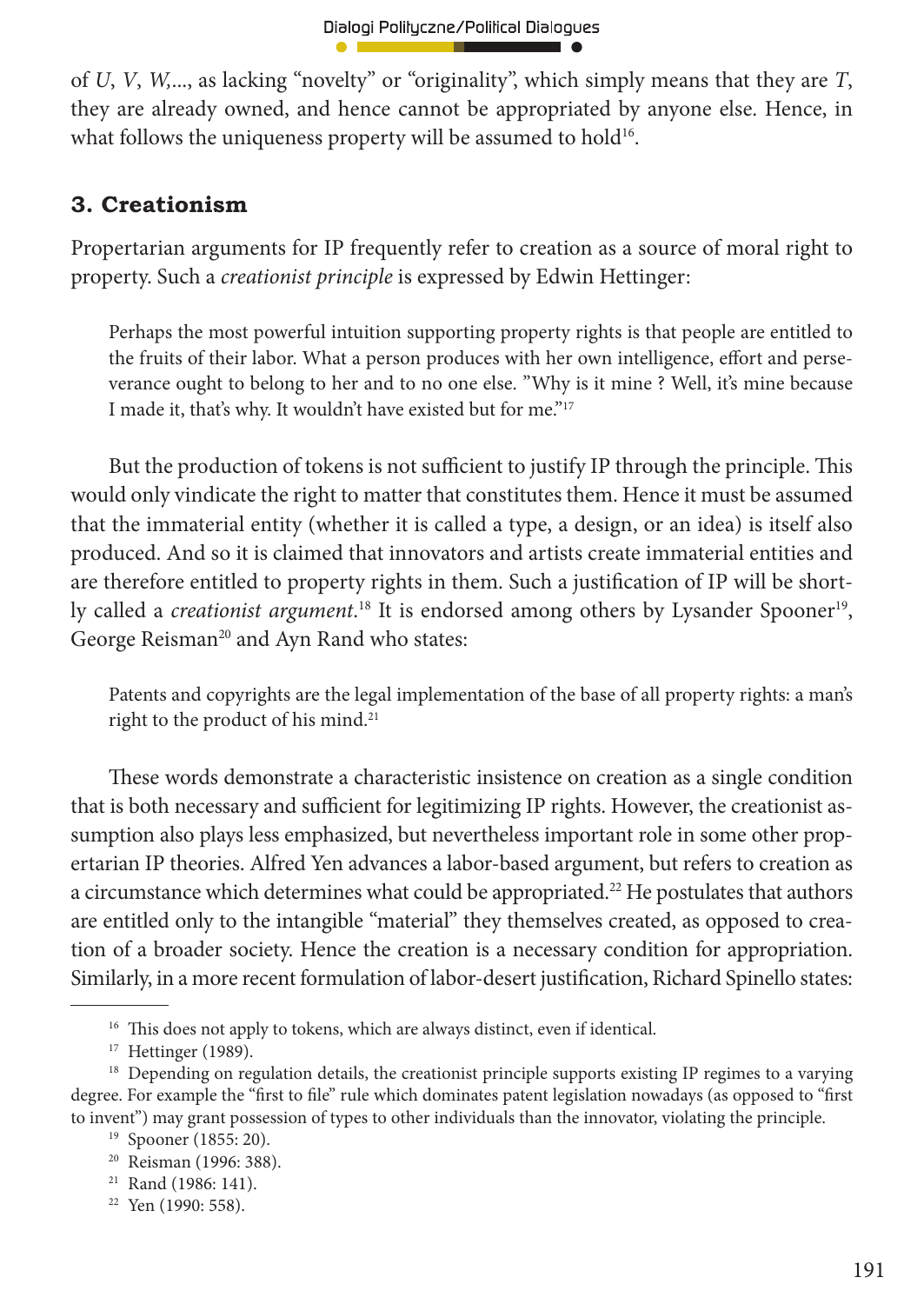of *U*, *V*, *W*,..., as lacking "novelty" or "originality", which simply means that they are *T*, they are already owned, and hence cannot be appropriated by anyone else. Hence, in what follows the uniqueness property will be assumed to hold[16].

## 3. Creationism

Propertarian arguments for IP frequently refer to creation as a source of moral right to property. Such a *creationist principle* is expressed by Edwin Hettinger:

> Perhaps the most powerful intuition supporting property rights is that people are entitled to the fruits of their labor. What a person produces with her own intelligence, effort and perseverance ought to belong to her and to no one else. "Why is it mine ? Well, it's mine because I made it, that's why. It wouldn't have existed but for me."[17]

But the production of tokens is not sufficient to justify IP through the principle. This would only vindicate the right to matter that constitutes them. Hence it must be assumed that the immaterial entity (whether it is called a type, a design, or an idea) is itself also produced. And so it is claimed that innovators and artists create immaterial entities and are therefore entitled to property rights in them. Such a justification of IP will be shortly called a *creationist argument*.[18] It is endorsed among others by Lysander Spooner[19], George Reisman[20] and Ayn Rand who states:

> Patents and copyrights are the legal implementation of the base of all property rights: a man's right to the product of his mind.[21]

These words demonstrate a characteristic insistence on creation as a single condition that is both necessary and sufficient for legitimizing IP rights. However, the creationist assumption also plays less emphasized, but nevertheless important role in some other propertarian IP theories. Alfred Yen advances a labor-based argument, but refers to creation as a circumstance which determines what could be appropriated.[22] He postulates that authors are entitled only to the intangible "material" they themselves created, as opposed to creation of a broader society. Hence the creation is a necessary condition for appropriation. Similarly, in a more recent formulation of labor-desert justification, Richard Spinello states:

---

[16] This does not apply to tokens, which are always distinct, even if identical.

[17] Hettinger (1989).

[18] Depending on regulation details, the creationist principle supports existing IP regimes to a varying degree. For example the "first to file" rule which dominates patent legislation nowadays (as opposed to "first to invent") may grant possession of types to other individuals than the innovator, violating the principle.

[19] Spooner (1855: 20).

[20] Reisman (1996: 388).

[21] Rand (1986: 141).

[22] Yen (1990: 558).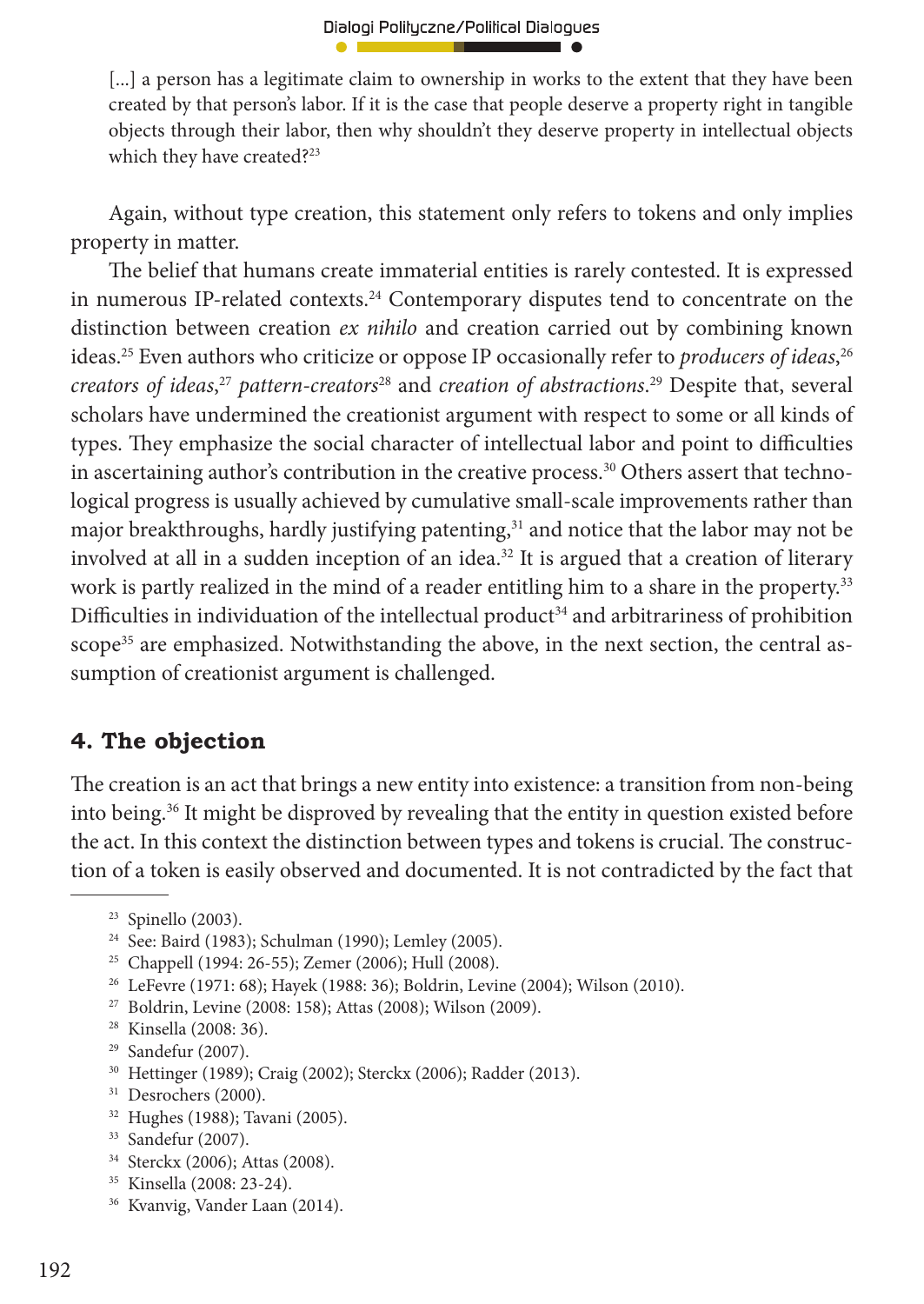> [...] a person has a legitimate claim to ownership in works to the extent that they have been created by that person's labor. If it is the case that people deserve a property right in tangible objects through their labor, then why shouldn't they deserve property in intellectual objects which they have created?[23]

Again, without type creation, this statement only refers to tokens and only implies property in matter.

The belief that humans create immaterial entities is rarely contested. It is expressed in numerous IP-related contexts.[24] Contemporary disputes tend to concentrate on the distinction between creation *ex nihilo* and creation carried out by combining known ideas.[25] Even authors who criticize or oppose IP occasionally refer to *producers of ideas*,[26] *creators of ideas*,[27] *pattern-creators*[28] and *creation of abstractions*.[29] Despite that, several scholars have undermined the creationist argument with respect to some or all kinds of types. They emphasize the social character of intellectual labor and point to difficulties in ascertaining author's contribution in the creative process.[30] Others assert that technological progress is usually achieved by cumulative small-scale improvements rather than major breakthroughs, hardly justifying patenting,[31] and notice that the labor may not be involved at all in a sudden inception of an idea.[32] It is argued that a creation of literary work is partly realized in the mind of a reader entitling him to a share in the property.[33] Difficulties in individuation of the intellectual product[34] and arbitrariness of prohibition scope[35] are emphasized. Notwithstanding the above, in the next section, the central assumption of creationist argument is challenged.

## 4. The objection

The creation is an act that brings a new entity into existence: a transition from non-being into being.[36] It might be disproved by revealing that the entity in question existed before the act. In this context the distinction between types and tokens is crucial. The construction of a token is easily observed and documented. It is not contradicted by the fact that

---

[23] Spinello (2003).

[24] See: Baird (1983); Schulman (1990); Lemley (2005).

[25] Chappell (1994: 26-55); Zemer (2006); Hull (2008).

[26] LeFevre (1971: 68); Hayek (1988: 36); Boldrin, Levine (2004); Wilson (2010).

[27] Boldrin, Levine (2008: 158); Attas (2008); Wilson (2009).

[28] Kinsella (2008: 36).

[29] Sandefur (2007).

[30] Hettinger (1989); Craig (2002); Sterckx (2006); Radder (2013).

[31] Desrochers (2000).

[32] Hughes (1988); Tavani (2005).

[33] Sandefur (2007).

[34] Sterckx (2006); Attas (2008).

[35] Kinsella (2008: 23-24).

[36] Kvanvig, Vander Laan (2014).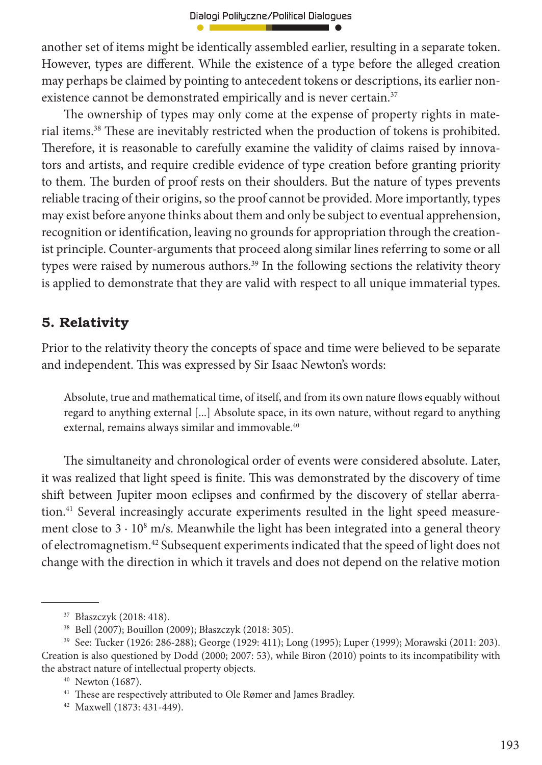another set of items might be identically assembled earlier, resulting in a separate token. However, types are different. While the existence of a type before the alleged creation may perhaps be claimed by pointing to antecedent tokens or descriptions, its earlier non-existence cannot be demonstrated empirically and is never certain.[37]

The ownership of types may only come at the expense of property rights in material items.[38] These are inevitably restricted when the production of tokens is prohibited. Therefore, it is reasonable to carefully examine the validity of claims raised by innovators and artists, and require credible evidence of type creation before granting priority to them. The burden of proof rests on their shoulders. But the nature of types prevents reliable tracing of their origins, so the proof cannot be provided. More importantly, types may exist before anyone thinks about them and only be subject to eventual apprehension, recognition or identification, leaving no grounds for appropriation through the creationist principle. Counter-arguments that proceed along similar lines referring to some or all types were raised by numerous authors.[39] In the following sections the relativity theory is applied to demonstrate that they are valid with respect to all unique immaterial types.

## 5. Relativity

Prior to the relativity theory the concepts of space and time were believed to be separate and independent. This was expressed by Sir Isaac Newton's words:

> Absolute, true and mathematical time, of itself, and from its own nature flows equably without regard to anything external [...] Absolute space, in its own nature, without regard to anything external, remains always similar and immovable.[40]

The simultaneity and chronological order of events were considered absolute. Later, it was realized that light speed is finite. This was demonstrated by the discovery of time shift between Jupiter moon eclipses and confirmed by the discovery of stellar aberration.[41] Several increasingly accurate experiments resulted in the light speed measurement close to $3 \cdot 10^8$ m/s. Meanwhile the light has been integrated into a general theory of electromagnetism.[42] Subsequent experiments indicated that the speed of light does not change with the direction in which it travels and does not depend on the relative motion

---

[37] Błaszczyk (2018: 418).

[38] Bell (2007); Bouillon (2009); Błaszczyk (2018: 305).

[39] See: Tucker (1926: 286-288); George (1929: 411); Long (1995); Luper (1999); Morawski (2011: 203). Creation is also questioned by Dodd (2000; 2007: 53), while Biron (2010) points to its incompatibility with the abstract nature of intellectual property objects.

[40] Newton (1687).

[41] These are respectively attributed to Ole Rømer and James Bradley.

[42] Maxwell (1873: 431-449).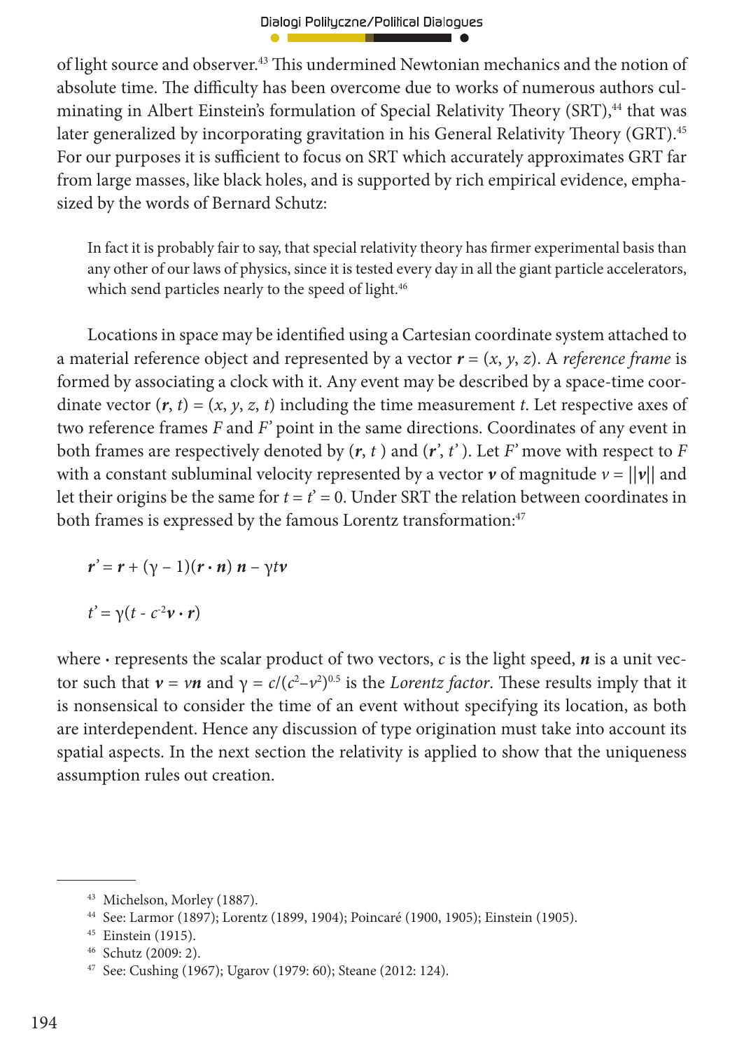of light source and observer.[43] This undermined Newtonian mechanics and the notion of absolute time. The difficulty has been overcome due to works of numerous authors culminating in Albert Einstein's formulation of Special Relativity Theory (SRT),[44] that was later generalized by incorporating gravitation in his General Relativity Theory (GRT).[45] For our purposes it is sufficient to focus on SRT which accurately approximates GRT far from large masses, like black holes, and is supported by rich empirical evidence, emphasized by the words of Bernard Schutz:

> In fact it is probably fair to say, that special relativity theory has firmer experimental basis than any other of our laws of physics, since it is tested every day in all the giant particle accelerators, which send particles nearly to the speed of light.[46]

Locations in space may be identified using a Cartesian coordinate system attached to a material reference object and represented by a vector $\boldsymbol{r} = (x, y, z)$. A *reference frame* is formed by associating a clock with it. Any event may be described by a space-time coordinate vector $(\boldsymbol{r}, t) = (x, y, z, t)$ including the time measurement $t$. Let respective axes of two reference frames $F$ and $F'$ point in the same directions. Coordinates of any event in both frames are respectively denoted by $(\boldsymbol{r}, t)$ and $(\boldsymbol{r}', t')$. Let $F'$ move with respect to $F$ with a constant subluminal velocity represented by a vector $\boldsymbol{v}$ of magnitude $v = ||\boldsymbol{v}||$ and let their origins be the same for $t = t' = 0$. Under SRT the relation between coordinates in both frames is expressed by the famous Lorentz transformation:[47]

$$\boldsymbol{r}' = \boldsymbol{r} + (\gamma - 1)(\boldsymbol{r} \cdot \boldsymbol{n})\, \boldsymbol{n} - \gamma t \boldsymbol{v}$$

$$t' = \gamma(t - c^{-2}\boldsymbol{v} \cdot \boldsymbol{r})$$

where $\cdot$ represents the scalar product of two vectors, $c$ is the light speed, $\boldsymbol{n}$ is a unit vector such that $\boldsymbol{v} = v\boldsymbol{n}$ and $\gamma = c/(c^2 - v^2)^{0.5}$ is the *Lorentz factor*. These results imply that it is nonsensical to consider the time of an event without specifying its location, as both are interdependent. Hence any discussion of type origination must take into account its spatial aspects. In the next section the relativity is applied to show that the uniqueness assumption rules out creation.

---

[43] Michelson, Morley (1887).

[44] See: Larmor (1897); Lorentz (1899, 1904); Poincaré (1900, 1905); Einstein (1905).

[45] Einstein (1915).

[46] Schutz (2009: 2).

[47] See: Cushing (1967); Ugarov (1979: 60); Steane (2012: 124).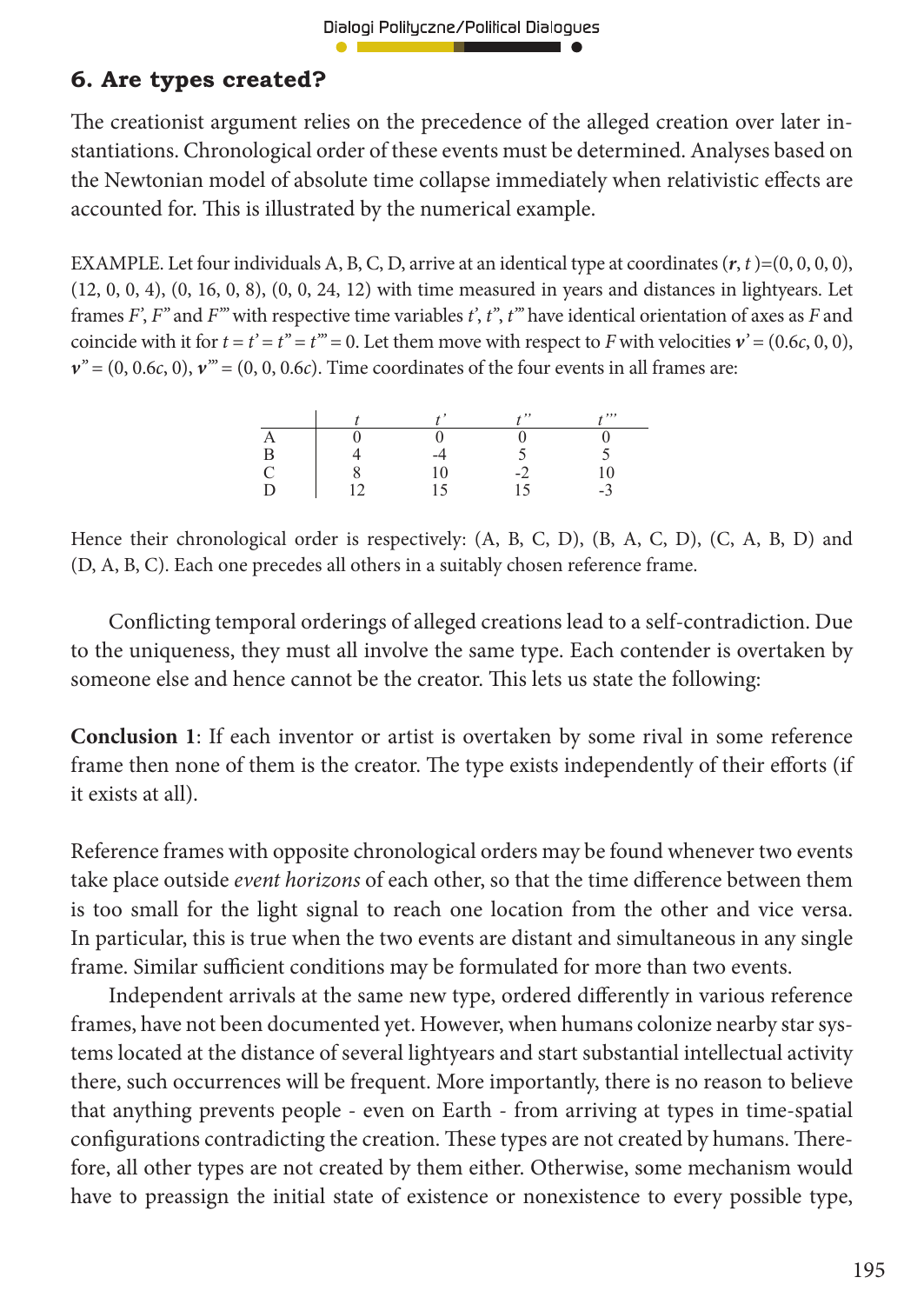## 6. Are types created?

The creationist argument relies on the precedence of the alleged creation over later instantiations. Chronological order of these events must be determined. Analyses based on the Newtonian model of absolute time collapse immediately when relativistic effects are accounted for. This is illustrated by the numerical example.

EXAMPLE. Let four individuals A, B, C, D, arrive at an identical type at coordinates $(\boldsymbol{r}, t) = (0, 0, 0, 0)$, $(12, 0, 0, 4)$, $(0, 16, 0, 8)$, $(0, 0, 24, 12)$ with time measured in years and distances in lightyears. Let frames $F'$, $F''$ and $F'''$ with respective time variables $t'$, $t''$, $t'''$ have identical orientation of axes as $F$ and coincide with it for $t = t' = t'' = t''' = 0$. Let them move with respect to $F$ with velocities $\boldsymbol{v}' = (0.6c, 0, 0)$, $\boldsymbol{v}'' = (0, 0.6c, 0)$, $\boldsymbol{v}''' = (0, 0, 0.6c)$. Time coordinates of the four events in all frames are:

| | $t$ | $t'$ | $t''$ | $t'''$ |
|---|---|---|---|---|
| A | 0 | 0 | 0 | 0 |
| B | 4 | -4 | 5 | 5 |
| C | 8 | 10 | -2 | 10 |
| D | 12 | 15 | 15 | -3 |

Hence their chronological order is respectively: (A, B, C, D), (B, A, C, D), (C, A, B, D) and (D, A, B, C). Each one precedes all others in a suitably chosen reference frame.

Conflicting temporal orderings of alleged creations lead to a self-contradiction. Due to the uniqueness, they must all involve the same type. Each contender is overtaken by someone else and hence cannot be the creator. This lets us state the following:

**Conclusion 1**: If each inventor or artist is overtaken by some rival in some reference frame then none of them is the creator. The type exists independently of their efforts (if it exists at all).

Reference frames with opposite chronological orders may be found whenever two events take place outside *event horizons* of each other, so that the time difference between them is too small for the light signal to reach one location from the other and vice versa. In particular, this is true when the two events are distant and simultaneous in any single frame. Similar sufficient conditions may be formulated for more than two events.

Independent arrivals at the same new type, ordered differently in various reference frames, have not been documented yet. However, when humans colonize nearby star systems located at the distance of several lightyears and start substantial intellectual activity there, such occurrences will be frequent. More importantly, there is no reason to believe that anything prevents people - even on Earth - from arriving at types in time-spatial configurations contradicting the creation. These types are not created by humans. Therefore, all other types are not created by them either. Otherwise, some mechanism would have to preassign the initial state of existence or nonexistence to every possible type,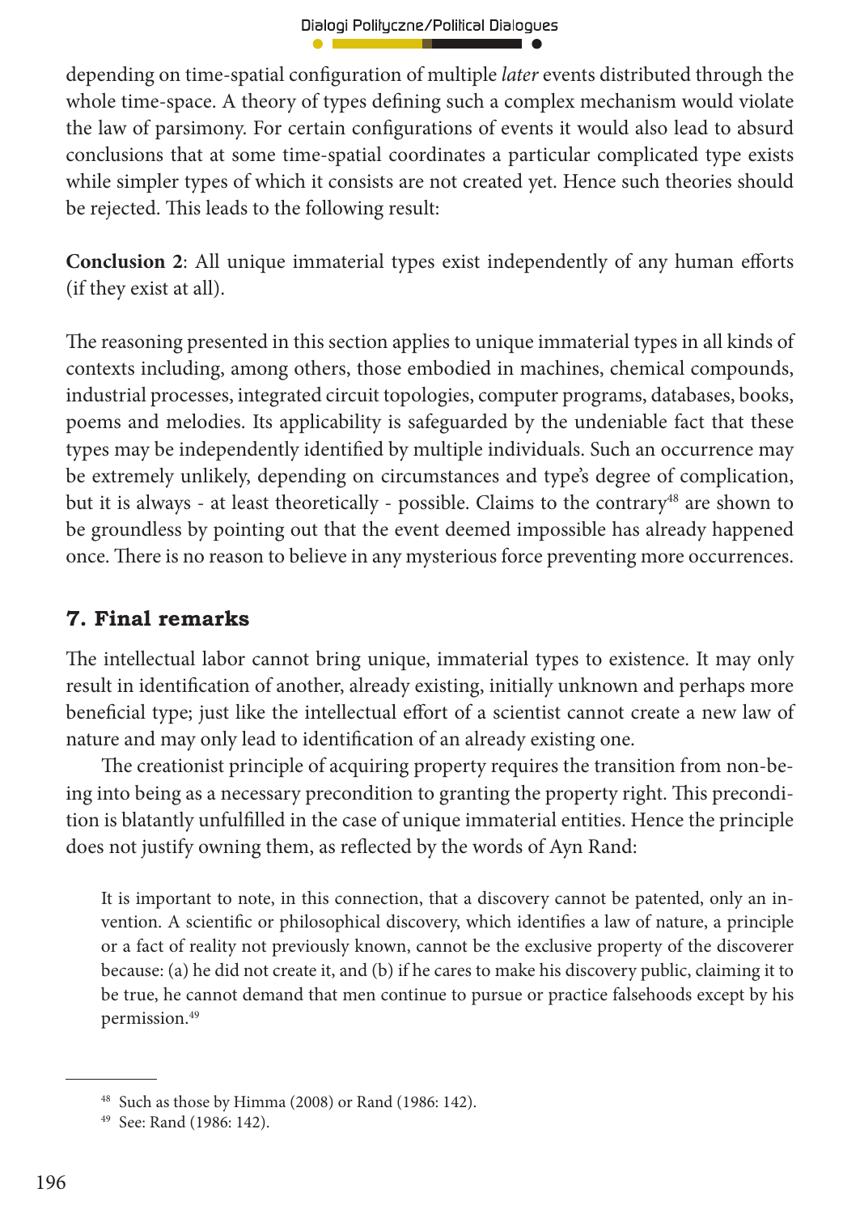depending on time-spatial configuration of multiple *later* events distributed through the whole time-space. A theory of types defining such a complex mechanism would violate the law of parsimony. For certain configurations of events it would also lead to absurd conclusions that at some time-spatial coordinates a particular complicated type exists while simpler types of which it consists are not created yet. Hence such theories should be rejected. This leads to the following result:

**Conclusion 2**: All unique immaterial types exist independently of any human efforts (if they exist at all).

The reasoning presented in this section applies to unique immaterial types in all kinds of contexts including, among others, those embodied in machines, chemical compounds, industrial processes, integrated circuit topologies, computer programs, databases, books, poems and melodies. Its applicability is safeguarded by the undeniable fact that these types may be independently identified by multiple individuals. Such an occurrence may be extremely unlikely, depending on circumstances and type's degree of complication, but it is always - at least theoretically - possible. Claims to the contrary[48] are shown to be groundless by pointing out that the event deemed impossible has already happened once. There is no reason to believe in any mysterious force preventing more occurrences.

## 7. Final remarks

The intellectual labor cannot bring unique, immaterial types to existence. It may only result in identification of another, already existing, initially unknown and perhaps more beneficial type; just like the intellectual effort of a scientist cannot create a new law of nature and may only lead to identification of an already existing one.

The creationist principle of acquiring property requires the transition from non-being into being as a necessary precondition to granting the property right. This precondition is blatantly unfulfilled in the case of unique immaterial entities. Hence the principle does not justify owning them, as reflected by the words of Ayn Rand:

> It is important to note, in this connection, that a discovery cannot be patented, only an invention. A scientific or philosophical discovery, which identifies a law of nature, a principle or a fact of reality not previously known, cannot be the exclusive property of the discoverer because: (a) he did not create it, and (b) if he cares to make his discovery public, claiming it to be true, he cannot demand that men continue to pursue or practice falsehoods except by his permission.[49]

---

[48] Such as those by Himma (2008) or Rand (1986: 142).

[49] See: Rand (1986: 142).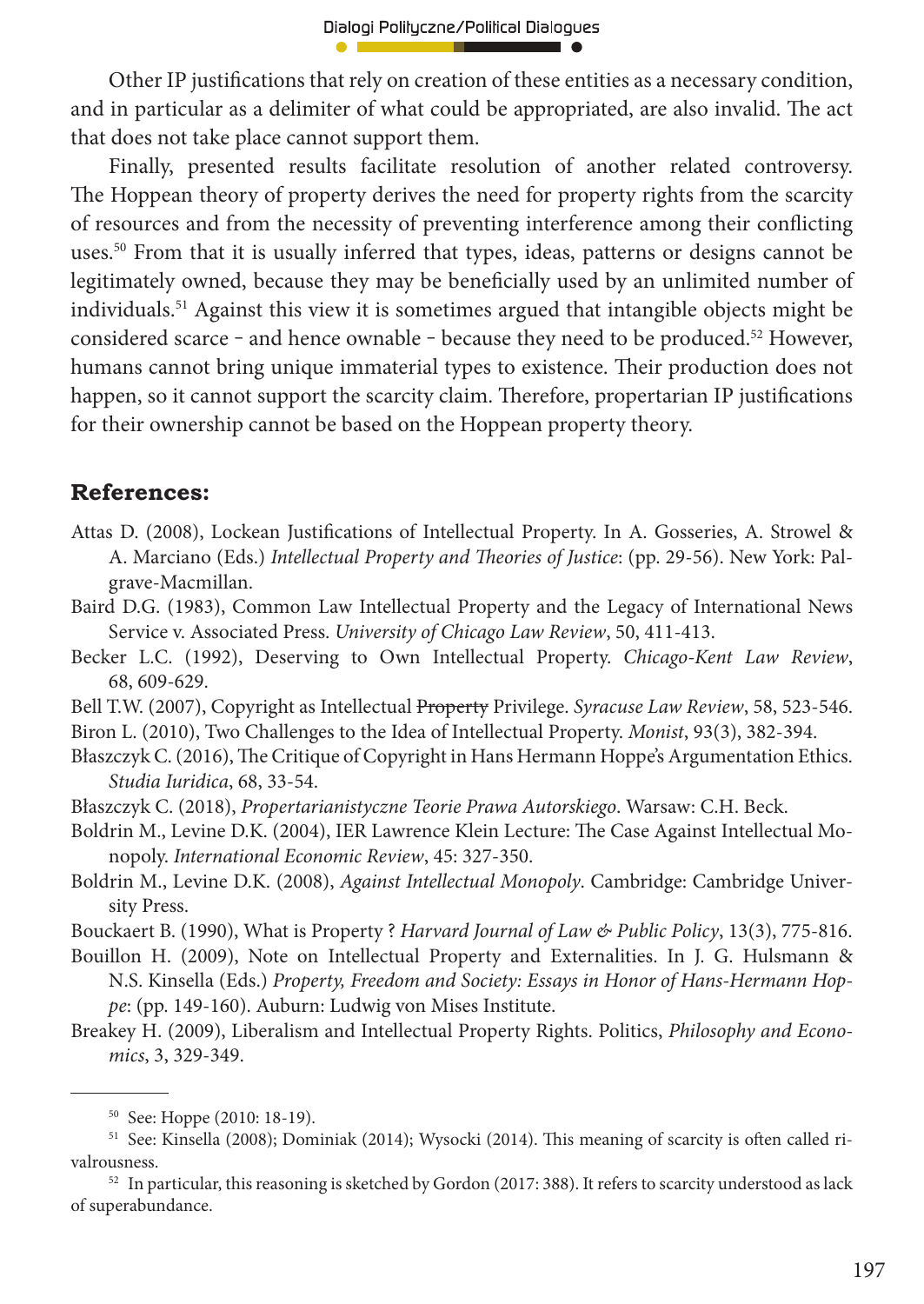Other IP justifications that rely on creation of these entities as a necessary condition, and in particular as a delimiter of what could be appropriated, are also invalid. The act that does not take place cannot support them.

Finally, presented results facilitate resolution of another related controversy. The Hoppean theory of property derives the need for property rights from the scarcity of resources and from the necessity of preventing interference among their conflicting uses.[50] From that it is usually inferred that types, ideas, patterns or designs cannot be legitimately owned, because they may be beneficially used by an unlimited number of individuals.[51] Against this view it is sometimes argued that intangible objects might be considered scarce – and hence ownable – because they need to be produced.[52] However, humans cannot bring unique immaterial types to existence. Their production does not happen, so it cannot support the scarcity claim. Therefore, propertarian IP justifications for their ownership cannot be based on the Hoppean property theory.

## References:

Attas D. (2008), Lockean Justifications of Intellectual Property. In A. Gosseries, A. Strowel & A. Marciano (Eds.) *Intellectual Property and Theories of Justice*: (pp. 29-56). New York: Palgrave-Macmillan.

Baird D.G. (1983), Common Law Intellectual Property and the Legacy of International News Service v. Associated Press. *University of Chicago Law Review*, 50, 411-413.

Becker L.C. (1992), Deserving to Own Intellectual Property. *Chicago-Kent Law Review*, 68, 609-629.

Bell T.W. (2007), Copyright as Intellectual ~~Property~~ Privilege. *Syracuse Law Review*, 58, 523-546.

Biron L. (2010), Two Challenges to the Idea of Intellectual Property. *Monist*, 93(3), 382-394.

Błaszczyk C. (2016), The Critique of Copyright in Hans Hermann Hoppe's Argumentation Ethics. *Studia Iuridica*, 68, 33-54.

Błaszczyk C. (2018), *Propertarianistyczne Teorie Prawa Autorskiego*. Warsaw: C.H. Beck.

Boldrin M., Levine D.K. (2004), IER Lawrence Klein Lecture: The Case Against Intellectual Monopoly. *International Economic Review*, 45: 327-350.

Boldrin M., Levine D.K. (2008), *Against Intellectual Monopoly*. Cambridge: Cambridge University Press.

Bouckaert B. (1990), What is Property ? *Harvard Journal of Law & Public Policy*, 13(3), 775-816.

Bouillon H. (2009), Note on Intellectual Property and Externalities. In J. G. Hulsmann & N.S. Kinsella (Eds.) *Property, Freedom and Society: Essays in Honor of Hans-Hermann Hoppe*: (pp. 149-160). Auburn: Ludwig von Mises Institute.

Breakey H. (2009), Liberalism and Intellectual Property Rights. Politics, *Philosophy and Economics*, 3, 329-349.

---

[50] See: Hoppe (2010: 18-19).

[51] See: Kinsella (2008); Dominiak (2014); Wysocki (2014). This meaning of scarcity is often called rivalrousness.

[52] In particular, this reasoning is sketched by Gordon (2017: 388). It refers to scarcity understood as lack of superabundance.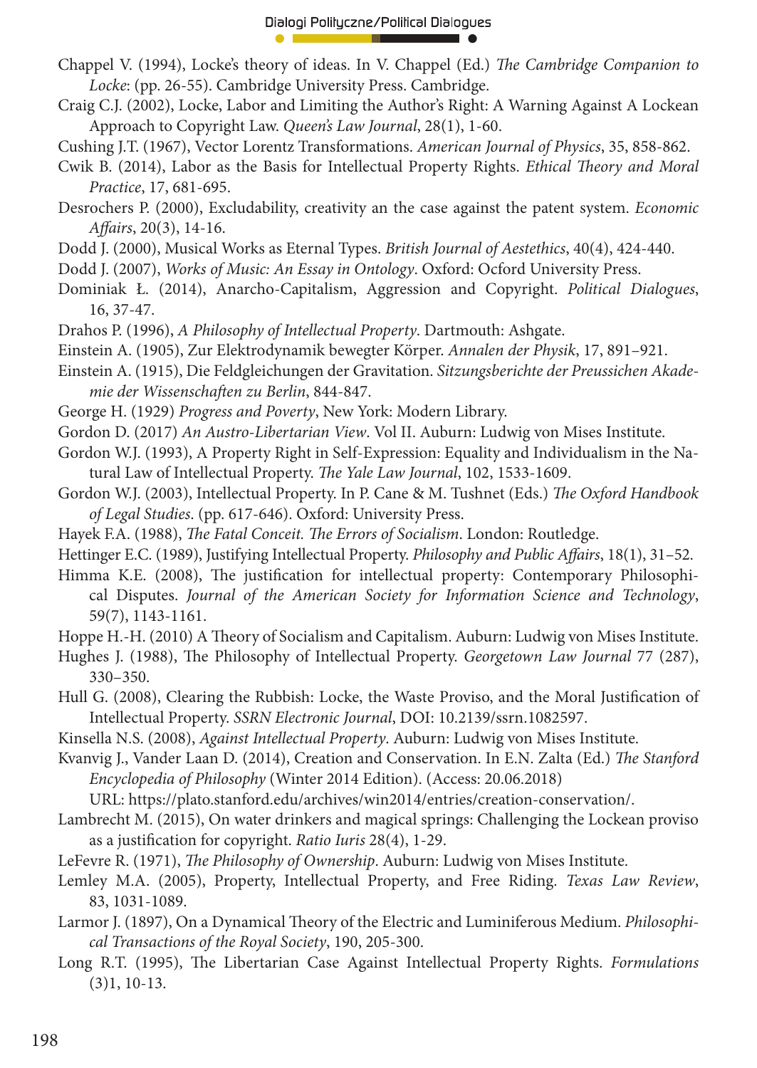Chappel V. (1994), Locke's theory of ideas. In V. Chappel (Ed.) *The Cambridge Companion to Locke*: (pp. 26-55). Cambridge University Press. Cambridge.

Craig C.J. (2002), Locke, Labor and Limiting the Author's Right: A Warning Against A Lockean Approach to Copyright Law. *Queen's Law Journal*, 28(1), 1-60.

Cushing J.T. (1967), Vector Lorentz Transformations. *American Journal of Physics*, 35, 858-862.

Cwik B. (2014), Labor as the Basis for Intellectual Property Rights. *Ethical Theory and Moral Practice*, 17, 681-695.

Desrochers P. (2000), Excludability, creativity an the case against the patent system. *Economic Affairs*, 20(3), 14-16.

Dodd J. (2000), Musical Works as Eternal Types. *British Journal of Aestethics*, 40(4), 424-440.

Dodd J. (2007), *Works of Music: An Essay in Ontology*. Oxford: Ocford University Press.

Dominiak Ł. (2014), Anarcho-Capitalism, Aggression and Copyright. *Political Dialogues*, 16, 37-47.

Drahos P. (1996), *A Philosophy of Intellectual Property*. Dartmouth: Ashgate.

Einstein A. (1905), Zur Elektrodynamik bewegter Körper. *Annalen der Physik*, 17, 891–921.

Einstein A. (1915), Die Feldgleichungen der Gravitation. *Sitzungsberichte der Preussichen Akademie der Wissenschaften zu Berlin*, 844-847.

George H. (1929) *Progress and Poverty*, New York: Modern Library.

Gordon D. (2017) *An Austro-Libertarian View*. Vol II. Auburn: Ludwig von Mises Institute.

Gordon W.J. (1993), A Property Right in Self-Expression: Equality and Individualism in the Natural Law of Intellectual Property. *The Yale Law Journal*, 102, 1533-1609.

Gordon W.J. (2003), Intellectual Property. In P. Cane & M. Tushnet (Eds.) *The Oxford Handbook of Legal Studies*. (pp. 617-646). Oxford: University Press.

Hayek F.A. (1988), *The Fatal Conceit. The Errors of Socialism*. London: Routledge.

Hettinger E.C. (1989), Justifying Intellectual Property. *Philosophy and Public Affairs*, 18(1), 31–52.

Himma K.E. (2008), The justification for intellectual property: Contemporary Philosophical Disputes. *Journal of the American Society for Information Science and Technology*, 59(7), 1143-1161.

Hoppe H.-H. (2010) A Theory of Socialism and Capitalism. Auburn: Ludwig von Mises Institute.

Hughes J. (1988), The Philosophy of Intellectual Property. *Georgetown Law Journal* 77 (287), 330–350.

Hull G. (2008), Clearing the Rubbish: Locke, the Waste Proviso, and the Moral Justification of Intellectual Property. *SSRN Electronic Journal*, DOI: 10.2139/ssrn.1082597.

Kinsella N.S. (2008), *Against Intellectual Property*. Auburn: Ludwig von Mises Institute.

Kvanvig J., Vander Laan D. (2014), Creation and Conservation. In E.N. Zalta (Ed.) *The Stanford Encyclopedia of Philosophy* (Winter 2014 Edition). (Access: 20.06.2018) URL: https://plato.stanford.edu/archives/win2014/entries/creation-conservation/.

Lambrecht M. (2015), On water drinkers and magical springs: Challenging the Lockean proviso as a justification for copyright. *Ratio Iuris* 28(4), 1-29.

LeFevre R. (1971), *The Philosophy of Ownership*. Auburn: Ludwig von Mises Institute.

Lemley M.A. (2005), Property, Intellectual Property, and Free Riding. *Texas Law Review*, 83, 1031-1089.

Larmor J. (1897), On a Dynamical Theory of the Electric and Luminiferous Medium. *Philosophical Transactions of the Royal Society*, 190, 205-300.

Long R.T. (1995), The Libertarian Case Against Intellectual Property Rights. *Formulations* (3)1, 10-13.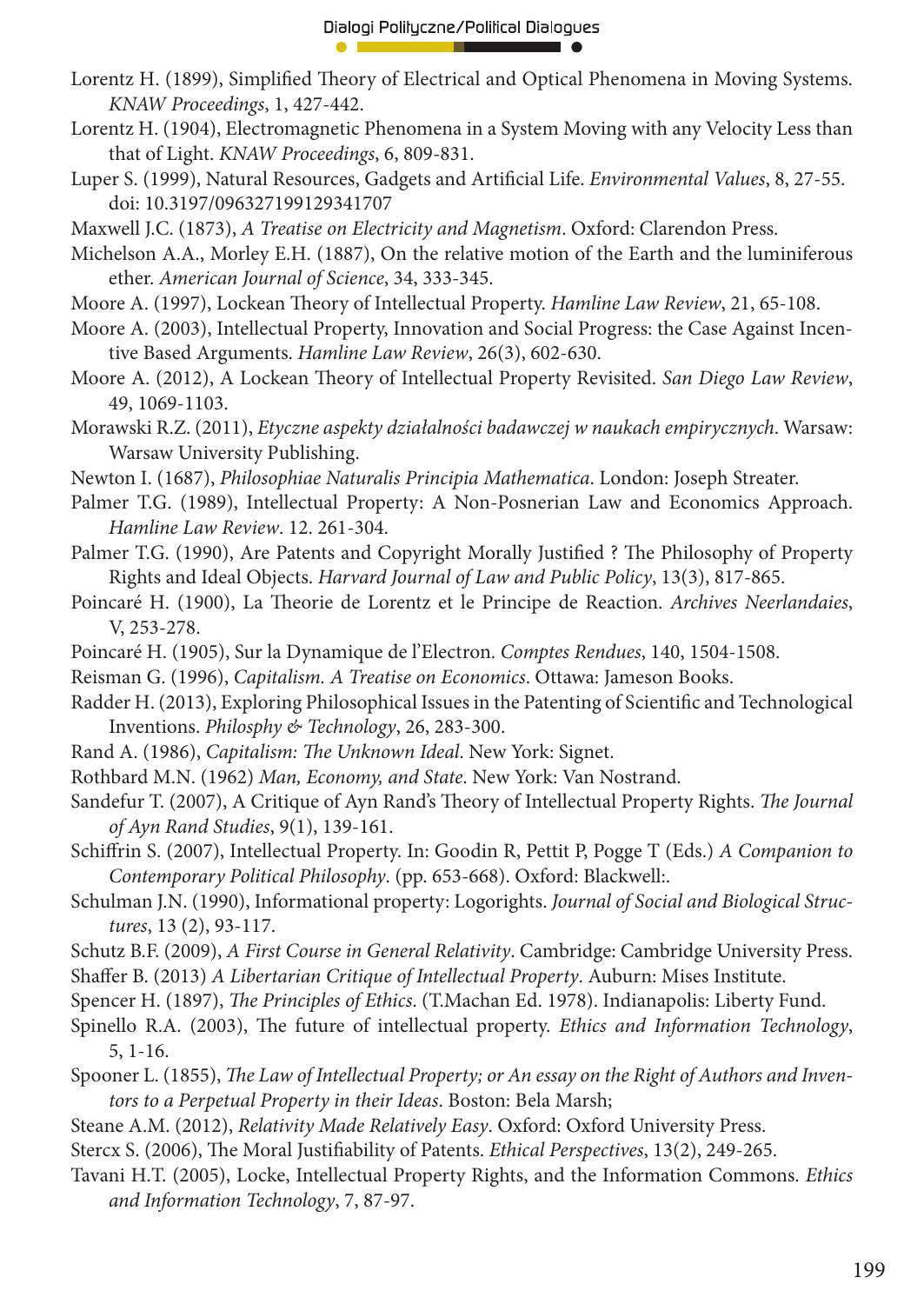Lorentz H. (1899), Simplified Theory of Electrical and Optical Phenomena in Moving Systems. *KNAW Proceedings*, 1, 427-442.

Lorentz H. (1904), Electromagnetic Phenomena in a System Moving with any Velocity Less than that of Light. *KNAW Proceedings*, 6, 809-831.

Luper S. (1999), Natural Resources, Gadgets and Artificial Life. *Environmental Values*, 8, 27-55. doi: 10.3197/096327199129341707

Maxwell J.C. (1873), *A Treatise on Electricity and Magnetism*. Oxford: Clarendon Press.

Michelson A.A., Morley E.H. (1887), On the relative motion of the Earth and the luminiferous ether. *American Journal of Science*, 34, 333-345.

Moore A. (1997), Lockean Theory of Intellectual Property. *Hamline Law Review*, 21, 65-108.

Moore A. (2003), Intellectual Property, Innovation and Social Progress: the Case Against Incentive Based Arguments. *Hamline Law Review*, 26(3), 602-630.

Moore A. (2012), A Lockean Theory of Intellectual Property Revisited. *San Diego Law Review*, 49, 1069-1103.

Morawski R.Z. (2011), *Etyczne aspekty działalności badawczej w naukach empirycznych*. Warsaw: Warsaw University Publishing.

Newton I. (1687), *Philosophiae Naturalis Principia Mathematica*. London: Joseph Streater.

Palmer T.G. (1989), Intellectual Property: A Non-Posnerian Law and Economics Approach. *Hamline Law Review*. 12. 261-304.

Palmer T.G. (1990), Are Patents and Copyright Morally Justified ? The Philosophy of Property Rights and Ideal Objects. *Harvard Journal of Law and Public Policy*, 13(3), 817-865.

Poincaré H. (1900), La Theorie de Lorentz et le Principe de Reaction. *Archives Neerlandaies*, V, 253-278.

Poincaré H. (1905), Sur la Dynamique de l'Electron. *Comptes Rendues*, 140, 1504-1508.

Reisman G. (1996), *Capitalism. A Treatise on Economics*. Ottawa: Jameson Books.

Radder H. (2013), Exploring Philosophical Issues in the Patenting of Scientific and Technological Inventions. *Philosphy & Technology*, 26, 283-300.

Rand A. (1986), *Capitalism: The Unknown Ideal*. New York: Signet.

Rothbard M.N. (1962) *Man, Economy, and State*. New York: Van Nostrand.

Sandefur T. (2007), A Critique of Ayn Rand's Theory of Intellectual Property Rights. *The Journal of Ayn Rand Studies*, 9(1), 139-161.

Schiffrin S. (2007), Intellectual Property. In: Goodin R, Pettit P, Pogge T (Eds.) *A Companion to Contemporary Political Philosophy*. (pp. 653-668). Oxford: Blackwell:.

Schulman J.N. (1990), Informational property: Logorights. *Journal of Social and Biological Structures*, 13 (2), 93-117.

Schutz B.F. (2009), *A First Course in General Relativity*. Cambridge: Cambridge University Press.

Shaffer B. (2013) *A Libertarian Critique of Intellectual Property*. Auburn: Mises Institute.

Spencer H. (1897), *The Principles of Ethics*. (T.Machan Ed. 1978). Indianapolis: Liberty Fund.

Spinello R.A. (2003), The future of intellectual property. *Ethics and Information Technology*, 5, 1-16.

Spooner L. (1855), *The Law of Intellectual Property; or An essay on the Right of Authors and Inventors to a Perpetual Property in their Ideas*. Boston: Bela Marsh;

Steane A.M. (2012), *Relativity Made Relatively Easy*. Oxford: Oxford University Press.

Stercx S. (2006), The Moral Justifiability of Patents. *Ethical Perspectives*, 13(2), 249-265.

Tavani H.T. (2005), Locke, Intellectual Property Rights, and the Information Commons. *Ethics and Information Technology*, 7, 87-97.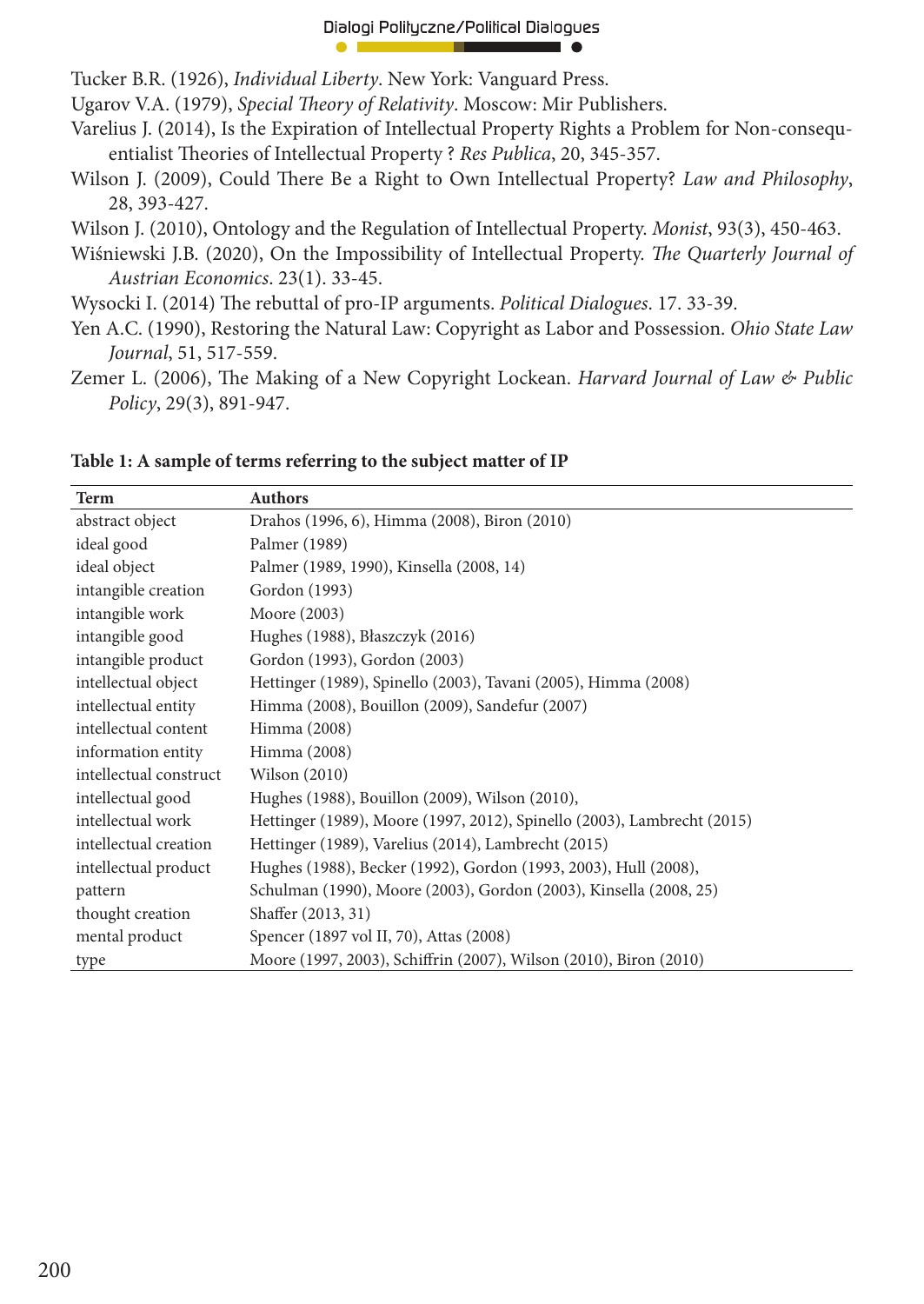Tucker B.R. (1926), *Individual Liberty*. New York: Vanguard Press.

Ugarov V.A. (1979), *Special Theory of Relativity*. Moscow: Mir Publishers.

Varelius J. (2014), Is the Expiration of Intellectual Property Rights a Problem for Non-consequentialist Theories of Intellectual Property ? *Res Publica*, 20, 345-357.

Wilson J. (2009), Could There Be a Right to Own Intellectual Property? *Law and Philosophy*, 28, 393-427.

Wilson J. (2010), Ontology and the Regulation of Intellectual Property. *Monist*, 93(3), 450-463.

Wiśniewski J.B. (2020), On the Impossibility of Intellectual Property. *The Quarterly Journal of Austrian Economics*. 23(1). 33-45.

Wysocki I. (2014) The rebuttal of pro-IP arguments. *Political Dialogues*. 17. 33-39.

Yen A.C. (1990), Restoring the Natural Law: Copyright as Labor and Possession. *Ohio State Law Journal*, 51, 517-559.

Zemer L. (2006), The Making of a New Copyright Lockean. *Harvard Journal of Law & Public Policy*, 29(3), 891-947.

**Table 1: A sample of terms referring to the subject matter of IP**

| Term | Authors |
|---|---|
| abstract object | Drahos (1996, 6), Himma (2008), Biron (2010) |
| ideal good | Palmer (1989) |
| ideal object | Palmer (1989, 1990), Kinsella (2008, 14) |
| intangible creation | Gordon (1993) |
| intangible work | Moore (2003) |
| intangible good | Hughes (1988), Błaszczyk (2016) |
| intangible product | Gordon (1993), Gordon (2003) |
| intellectual object | Hettinger (1989), Spinello (2003), Tavani (2005), Himma (2008) |
| intellectual entity | Himma (2008), Bouillon (2009), Sandefur (2007) |
| intellectual content | Himma (2008) |
| information entity | Himma (2008) |
| intellectual construct | Wilson (2010) |
| intellectual good | Hughes (1988), Bouillon (2009), Wilson (2010), |
| intellectual work | Hettinger (1989), Moore (1997, 2012), Spinello (2003), Lambrecht (2015) |
| intellectual creation | Hettinger (1989), Varelius (2014), Lambrecht (2015) |
| intellectual product | Hughes (1988), Becker (1992), Gordon (1993, 2003), Hull (2008), |
| pattern | Schulman (1990), Moore (2003), Gordon (2003), Kinsella (2008, 25) |
| thought creation | Shaffer (2013, 31) |
| mental product | Spencer (1897 vol II, 70), Attas (2008) |
| type | Moore (1997, 2003), Schiffrin (2007), Wilson (2010), Biron (2010) |